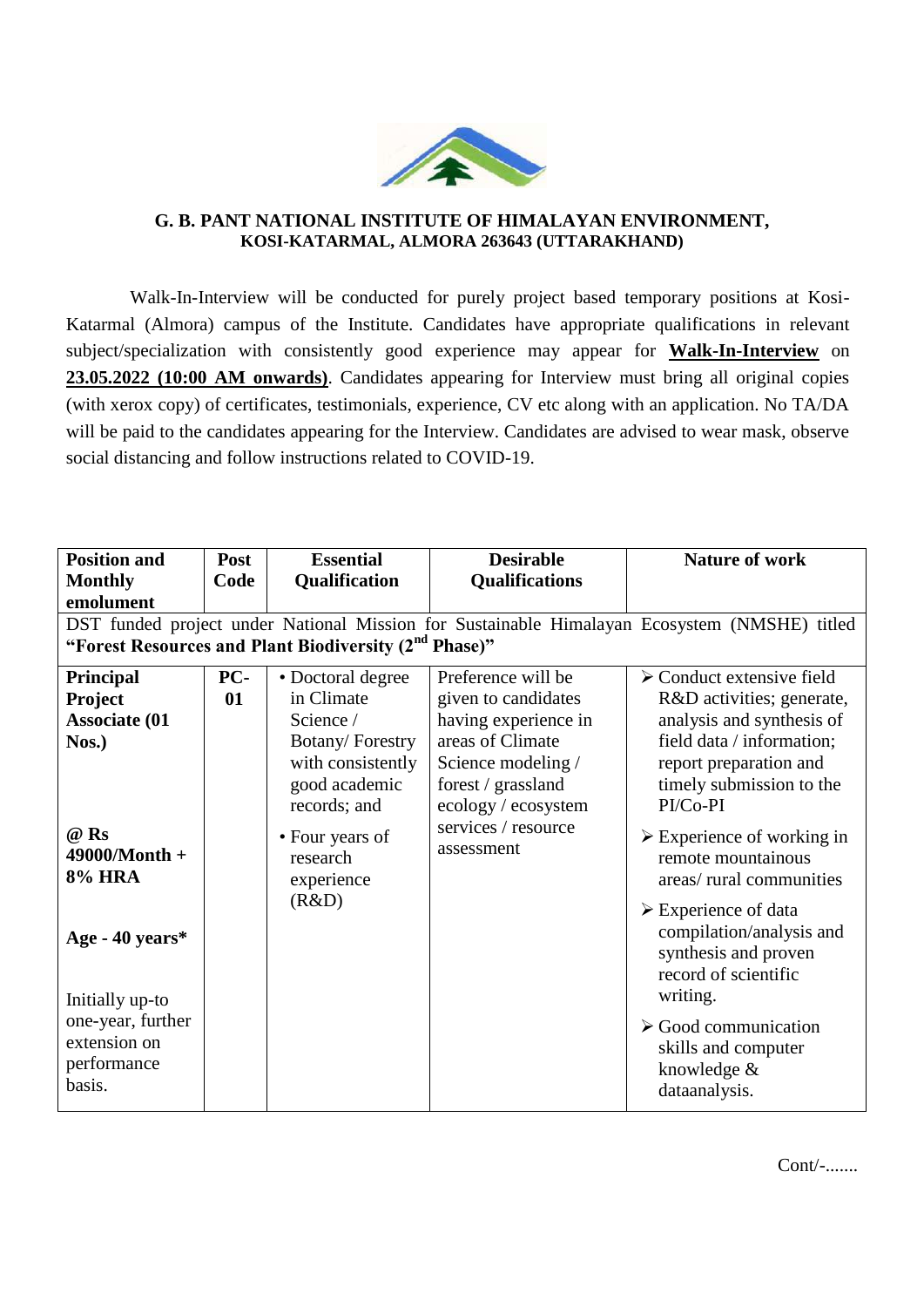### G. B. PANT NATIONAL INSTITUTE OF HIMALAYAN ENVIRONMENT, KOSI-KATARMAL, ALMORA 263643 (UTTARAKHAND)

Walk-In-Interview will be conducted for purely project based temporary positions at Kosi-Katarmal (Almora) campus of the Institute. Candidates have appropriate qualifications in relevant subject/specialization with consistently good experience may appear for **Walk-In-Interview** on **23.05.2022 (10:00 AM onwards)**. Candidates appearing for Interview must bring all original copies (with xerox copy) of certificates, testimonials, experience, CV etc along with an application. No TA/DA will be paid to the candidates appearing for the Interview. Candidates are advised to wear mask, observe social distancing and follow instructions related to COVID-19.

| Position and Monthly emolument | Post Code | Essential Qualification | Desirable Qualifications | Nature of work |
|---|---|---|---|---|
| DST funded project under National Mission for Sustainable Himalayan Ecosystem (NMSHE) titled **"Forest Resources and Plant Biodiversity (2nd Phase)"** | | | | |
| **Principal Project Associate (01 Nos.)**<br><br>**@ Rs 49000/Month + 8% HRA**<br><br>**Age - 40 years***<br><br>Initially up-to one-year, further extension on performance basis. | **PC-01** | • Doctoral degree in Climate Science / Botany/ Forestry with consistently good academic records; and<br>• Four years of research experience (R&D) | Preference will be given to candidates having experience in areas of Climate Science modeling / forest / grassland ecology / ecosystem services / resource assessment | ➢ Conduct extensive field R&D activities; generate, analysis and synthesis of field data / information; report preparation and timely submission to the PI/Co-PI<br>➢ Experience of working in remote mountainous areas/ rural communities<br>➢ Experience of data compilation/analysis and synthesis and proven record of scientific writing.<br>➢ Good communication skills and computer knowledge & dataanalysis. |

Cont/-.......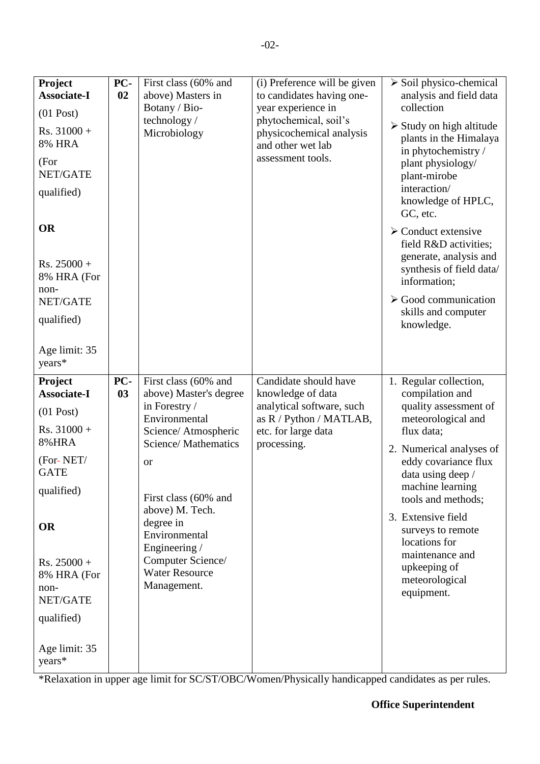| | | | | |
|---|---|---|---|---|
| **Project Associate-I** (01 Post) Rs. 31000 + 8% HRA (For NET/GATE qualified) **OR** Rs. 25000 + 8% HRA (For non-NET/GATE qualified) Age limit: 35 years* | **PC-02** | First class (60% and above) Masters in Botany / Bio-technology / Microbiology | (i) Preference will be given to candidates having one-year experience in phytochemical, soil's physicochemical analysis and other wet lab assessment tools. | ➢ Soil physico-chemical analysis and field data collection<br>➢ Study on high altitude plants in the Himalaya in phytochemistry / plant physiology/ plant-mirobe interaction/ knowledge of HPLC, GC, etc.<br>➢ Conduct extensive field R&D activities; generate, analysis and synthesis of field data/ information;<br>➢ Good communication skills and computer knowledge. |
| **Project Associate-I** (01 Post) Rs. 31000 + 8%HRA (For NET/ GATE qualified) **OR** Rs. 25000 + 8% HRA (For non-NET/GATE qualified) Age limit: 35 years* | **PC-03** | First class (60% and above) Master's degree in Forestry / Environmental Science/ Atmospheric Science/ Mathematics<br>or<br>First class (60% and above) M. Tech. degree in Environmental Engineering / Computer Science/ Water Resource Management. | Candidate should have knowledge of data analytical software, such as R / Python / MATLAB, etc. for large data processing. | 1. Regular collection, compilation and quality assessment of meteorological and flux data;<br>2. Numerical analyses of eddy covariance flux data using deep / machine learning tools and methods;<br>3. Extensive field surveys to remote locations for maintenance and upkeeping of meteorological equipment. |

*Relaxation in upper age limit for SC/ST/OBC/Women/Physically handicapped candidates as per rules.

**Office Superintendent**